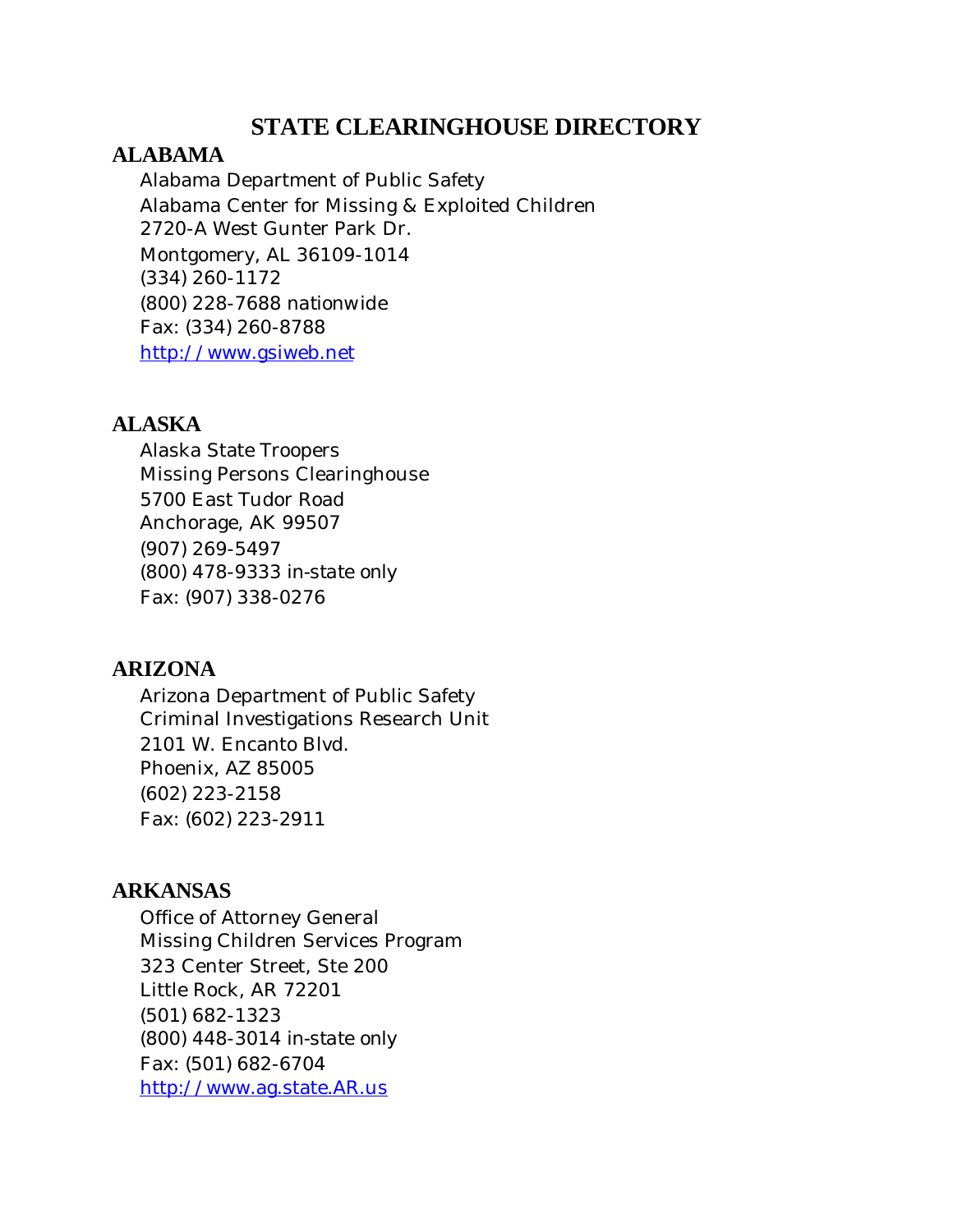# STATE CLEARINGHOUSE DIRECTORY

## ALABAMA

Alabama Department of Public Safety
Alabama Center for Missing & Exploited Children
2720-A West Gunter Park Dr.
Montgomery, AL 36109-1014
(334) 260-1172
(800) 228-7688 nationwide
Fax: (334) 260-8788
[http://www.gsiweb.net](http://www.gsiweb.net)

## ALASKA

Alaska State Troopers
Missing Persons Clearinghouse
5700 East Tudor Road
Anchorage, AK 99507
(907) 269-5497
(800) 478-9333 in-state only
Fax: (907) 338-0276

## ARIZONA

Arizona Department of Public Safety
Criminal Investigations Research Unit
2101 W. Encanto Blvd.
Phoenix, AZ 85005
(602) 223-2158
Fax: (602) 223-2911

## ARKANSAS

Office of Attorney General
Missing Children Services Program
323 Center Street, Ste 200
Little Rock, AR 72201
(501) 682-1323
(800) 448-3014 in-state only
Fax: (501) 682-6704
[http://www.ag.state.AR.us](http://www.ag.state.AR.us)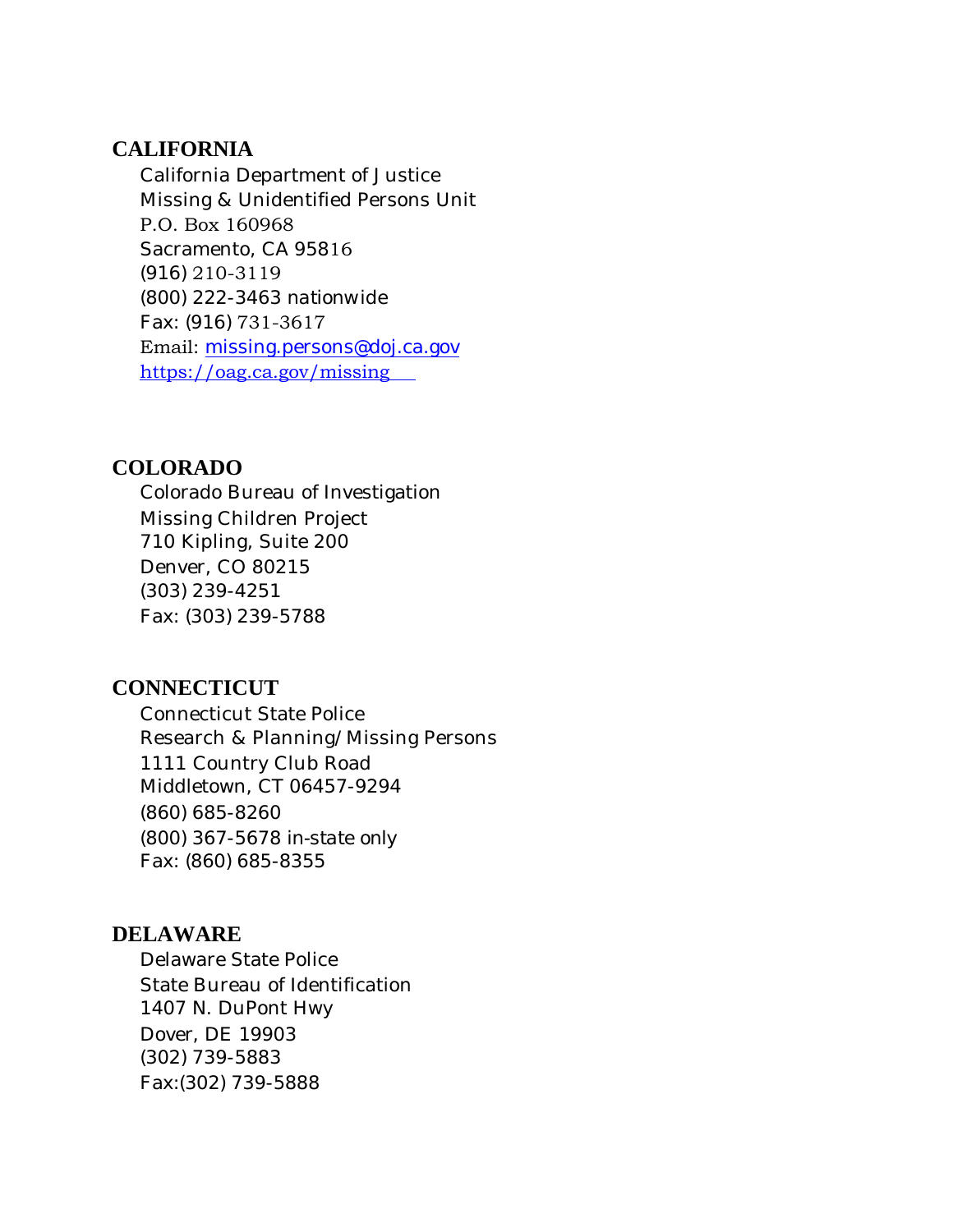## CALIFORNIA

California Department of Justice
Missing & Unidentified Persons Unit
P.O. Box 160968
Sacramento, CA 95816
(916) 210-3119
(800) 222-3463 nationwide
Fax: (916) 731-3617
Email: missing.persons@doj.ca.gov
https://oag.ca.gov/missing

## COLORADO

Colorado Bureau of Investigation
Missing Children Project
710 Kipling, Suite 200
Denver, CO 80215
(303) 239-4251
Fax: (303) 239-5788

## CONNECTICUT

Connecticut State Police
Research & Planning/Missing Persons
1111 Country Club Road
Middletown, CT 06457-9294
(860) 685-8260
(800) 367-5678 in-state only
Fax: (860) 685-8355

## DELAWARE

Delaware State Police
State Bureau of Identification
1407 N. DuPont Hwy
Dover, DE 19903
(302) 739-5883
Fax:(302) 739-5888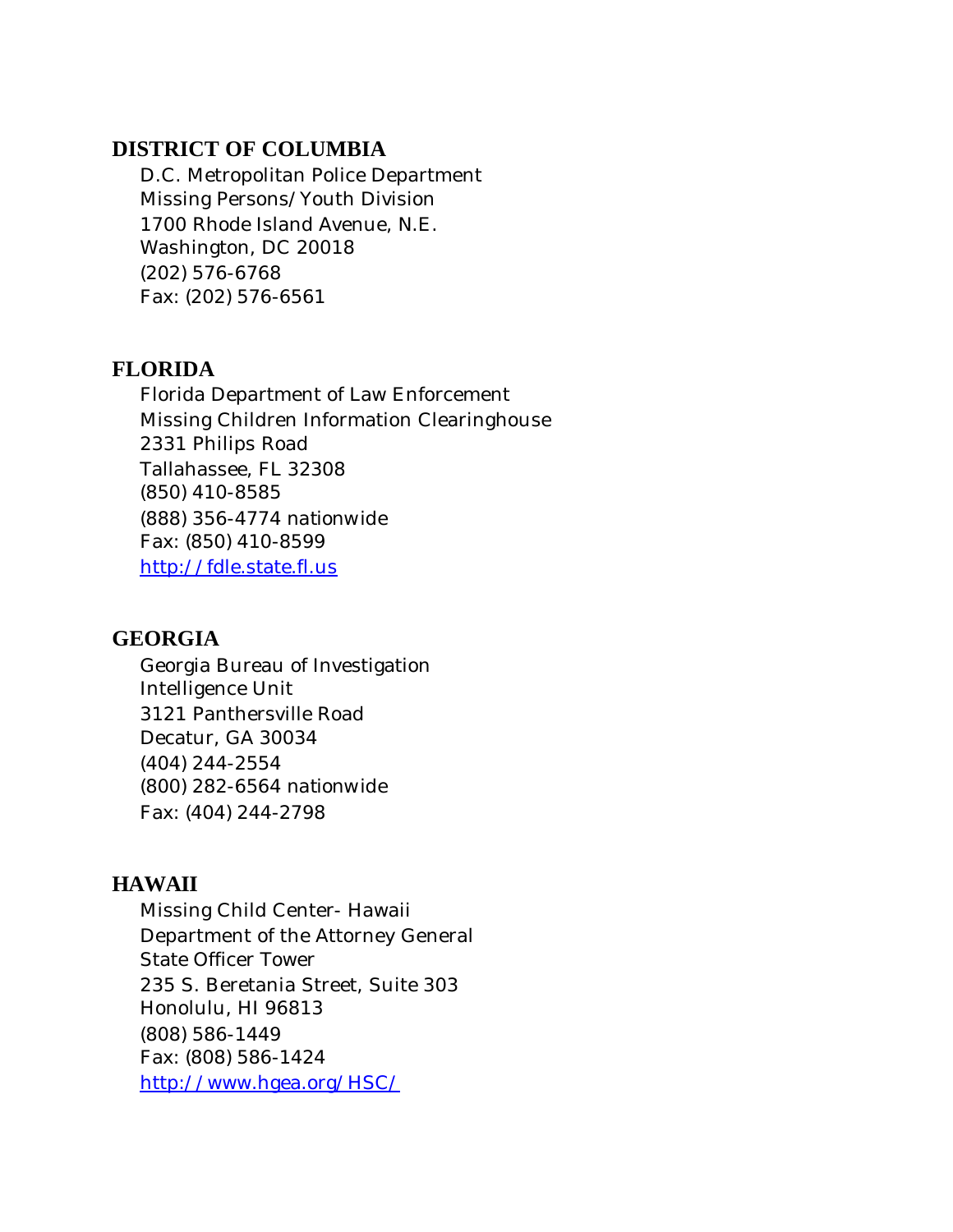## DISTRICT OF COLUMBIA

D.C. Metropolitan Police Department
Missing Persons/Youth Division
1700 Rhode Island Avenue, N.E.
Washington, DC 20018
(202) 576-6768
Fax: (202) 576-6561

## FLORIDA

Florida Department of Law Enforcement
Missing Children Information Clearinghouse
2331 Philips Road
Tallahassee, FL 32308
(850) 410-8585
(888) 356-4774 nationwide
Fax: (850) 410-8599
http://fdle.state.fl.us

## GEORGIA

Georgia Bureau of Investigation
Intelligence Unit
3121 Panthersville Road
Decatur, GA 30034
(404) 244-2554
(800) 282-6564 nationwide
Fax: (404) 244-2798

## HAWAII

Missing Child Center- Hawaii
Department of the Attorney General
State Officer Tower
235 S. Beretania Street, Suite 303
Honolulu, HI 96813
(808) 586-1449
Fax: (808) 586-1424
http://www.hgea.org/HSC/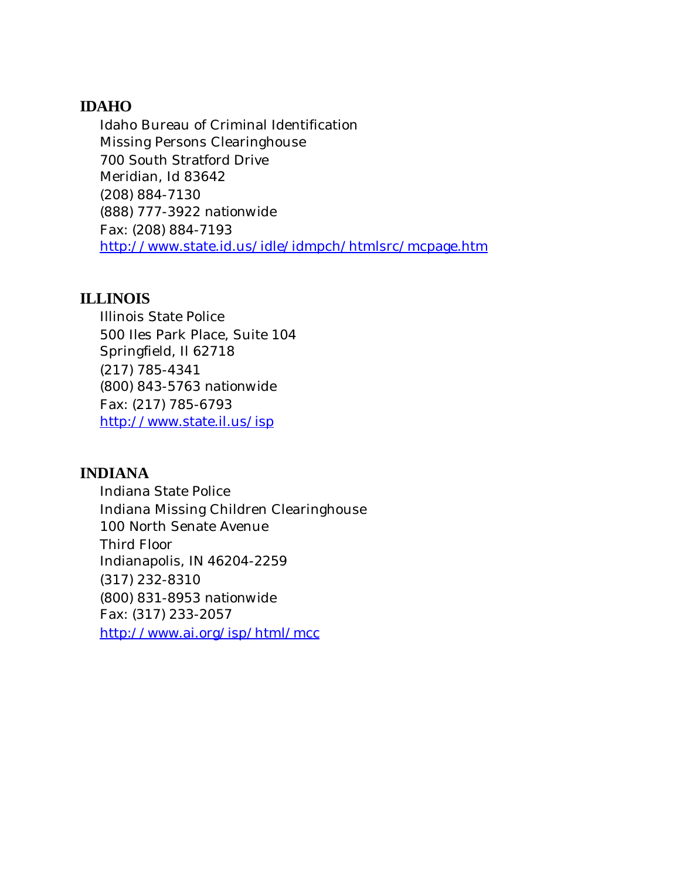## IDAHO

Idaho Bureau of Criminal Identification
Missing Persons Clearinghouse
700 South Stratford Drive
Meridian, Id 83642
(208) 884-7130
(888) 777-3922 nationwide
Fax: (208) 884-7193
http://www.state.id.us/idle/idmpch/htmlsrc/mcpage.htm

## ILLINOIS

Illinois State Police
500 Iles Park Place, Suite 104
Springfield, Il 62718
(217) 785-4341
(800) 843-5763 nationwide
Fax: (217) 785-6793
http://www.state.il.us/isp

## INDIANA

Indiana State Police
Indiana Missing Children Clearinghouse
100 North Senate Avenue
Third Floor
Indianapolis, IN 46204-2259
(317) 232-8310
(800) 831-8953 nationwide
Fax: (317) 233-2057
http://www.ai.org/isp/html/mcc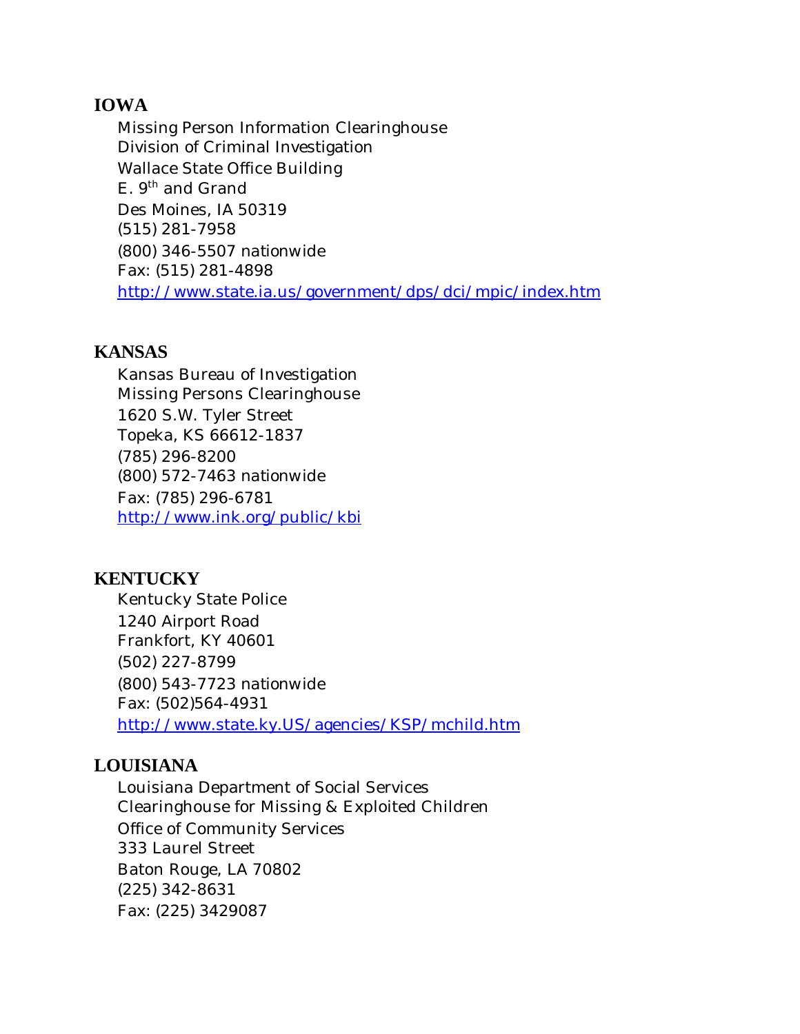## IOWA

Missing Person Information Clearinghouse
Division of Criminal Investigation
Wallace State Office Building
E. 9th and Grand
Des Moines, IA 50319
(515) 281-7958
(800) 346-5507 nationwide
Fax: (515) 281-4898
http://www.state.ia.us/government/dps/dci/mpic/index.htm

## KANSAS

Kansas Bureau of Investigation
Missing Persons Clearinghouse
1620 S.W. Tyler Street
Topeka, KS 66612-1837
(785) 296-8200
(800) 572-7463 nationwide
Fax: (785) 296-6781
http://www.ink.org/public/kbi

## KENTUCKY

Kentucky State Police
1240 Airport Road
Frankfort, KY 40601
(502) 227-8799
(800) 543-7723 nationwide
Fax: (502)564-4931
http://www.state.ky.US/agencies/KSP/mchild.htm

## LOUISIANA

Louisiana Department of Social Services
Clearinghouse for Missing & Exploited Children
Office of Community Services
333 Laurel Street
Baton Rouge, LA 70802
(225) 342-8631
Fax: (225) 3429087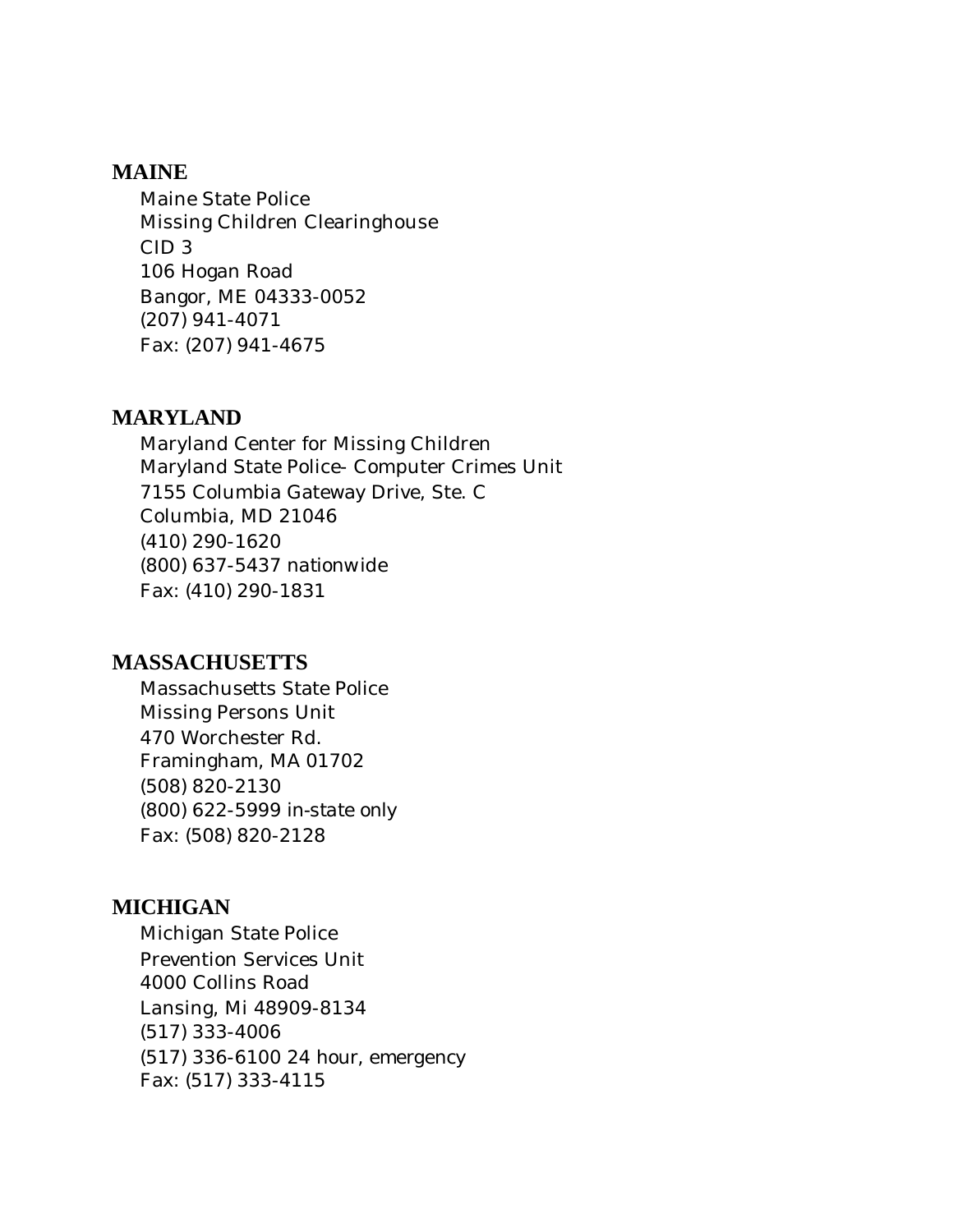## MAINE

Maine State Police
Missing Children Clearinghouse
CID 3
106 Hogan Road
Bangor, ME 04333-0052
(207) 941-4071
Fax: (207) 941-4675

## MARYLAND

Maryland Center for Missing Children
Maryland State Police- Computer Crimes Unit
7155 Columbia Gateway Drive, Ste. C
Columbia, MD 21046
(410) 290-1620
(800) 637-5437 nationwide
Fax: (410) 290-1831

## MASSACHUSETTS

Massachusetts State Police
Missing Persons Unit
470 Worchester Rd.
Framingham, MA 01702
(508) 820-2130
(800) 622-5999 in-state only
Fax: (508) 820-2128

## MICHIGAN

Michigan State Police
Prevention Services Unit
4000 Collins Road
Lansing, Mi 48909-8134
(517) 333-4006
(517) 336-6100 24 hour, emergency
Fax: (517) 333-4115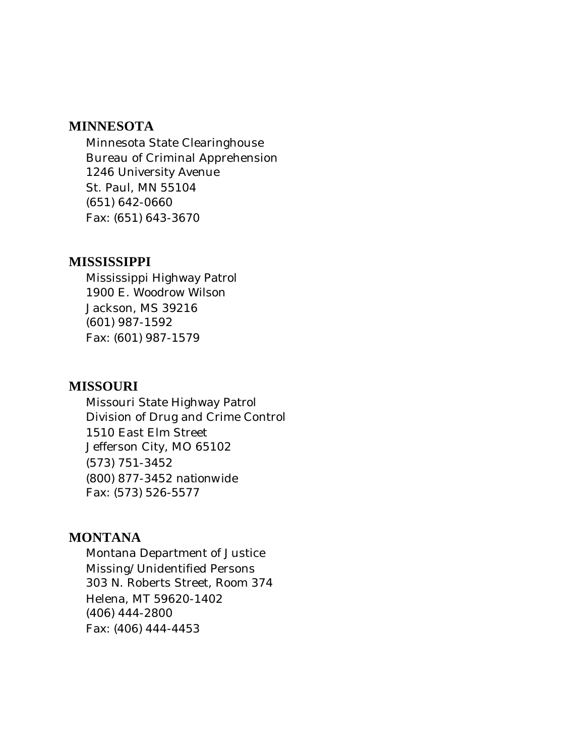## MINNESOTA

Minnesota State Clearinghouse
Bureau of Criminal Apprehension
1246 University Avenue
St. Paul, MN 55104
(651) 642-0660
Fax: (651) 643-3670

## MISSISSIPPI

Mississippi Highway Patrol
1900 E. Woodrow Wilson
Jackson, MS 39216
(601) 987-1592
Fax: (601) 987-1579

## MISSOURI

Missouri State Highway Patrol
Division of Drug and Crime Control
1510 East Elm Street
Jefferson City, MO 65102
(573) 751-3452
(800) 877-3452 nationwide
Fax: (573) 526-5577

## MONTANA

Montana Department of Justice
Missing/Unidentified Persons
303 N. Roberts Street, Room 374
Helena, MT 59620-1402
(406) 444-2800
Fax: (406) 444-4453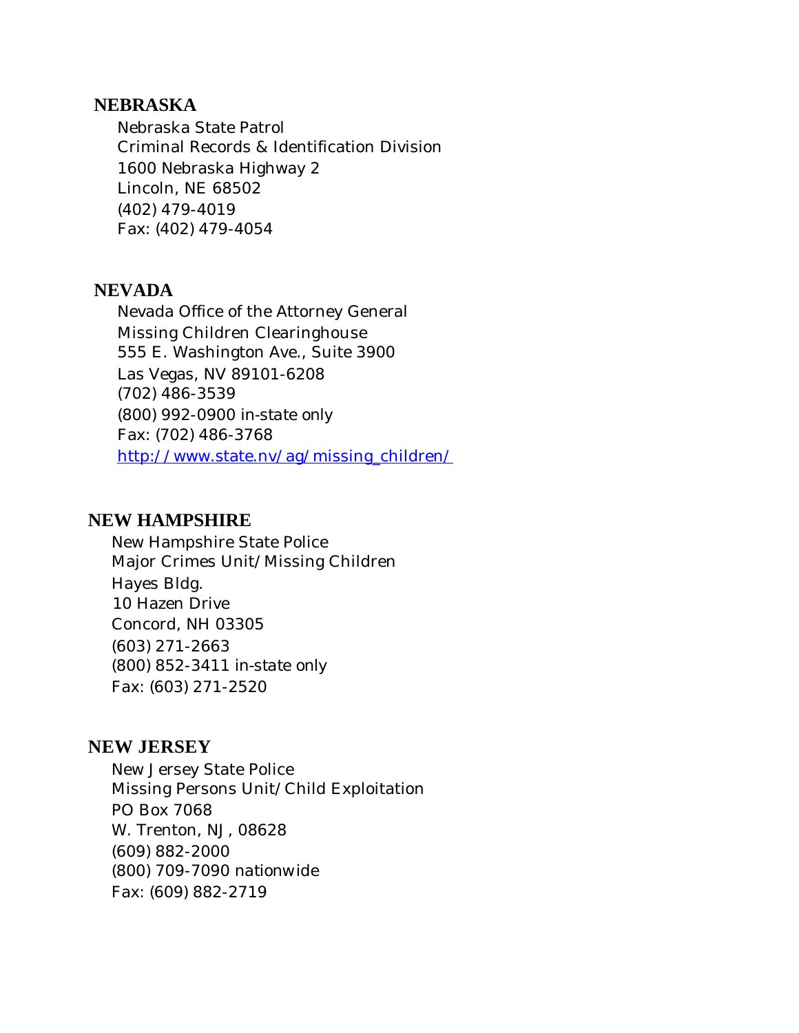## NEBRASKA

Nebraska State Patrol
Criminal Records & Identification Division
1600 Nebraska Highway 2
Lincoln, NE 68502
(402) 479-4019
Fax: (402) 479-4054

## NEVADA

Nevada Office of the Attorney General
Missing Children Clearinghouse
555 E. Washington Ave., Suite 3900
Las Vegas, NV 89101-6208
(702) 486-3539
(800) 992-0900 in-state only
Fax: (702) 486-3768
http://www.state.nv/ag/missing_children/

## NEW HAMPSHIRE

New Hampshire State Police
Major Crimes Unit/Missing Children
Hayes Bldg.
10 Hazen Drive
Concord, NH 03305
(603) 271-2663
(800) 852-3411 in-state only
Fax: (603) 271-2520

## NEW JERSEY

New Jersey State Police
Missing Persons Unit/Child Exploitation
PO Box 7068
W. Trenton, NJ, 08628
(609) 882-2000
(800) 709-7090 nationwide
Fax: (609) 882-2719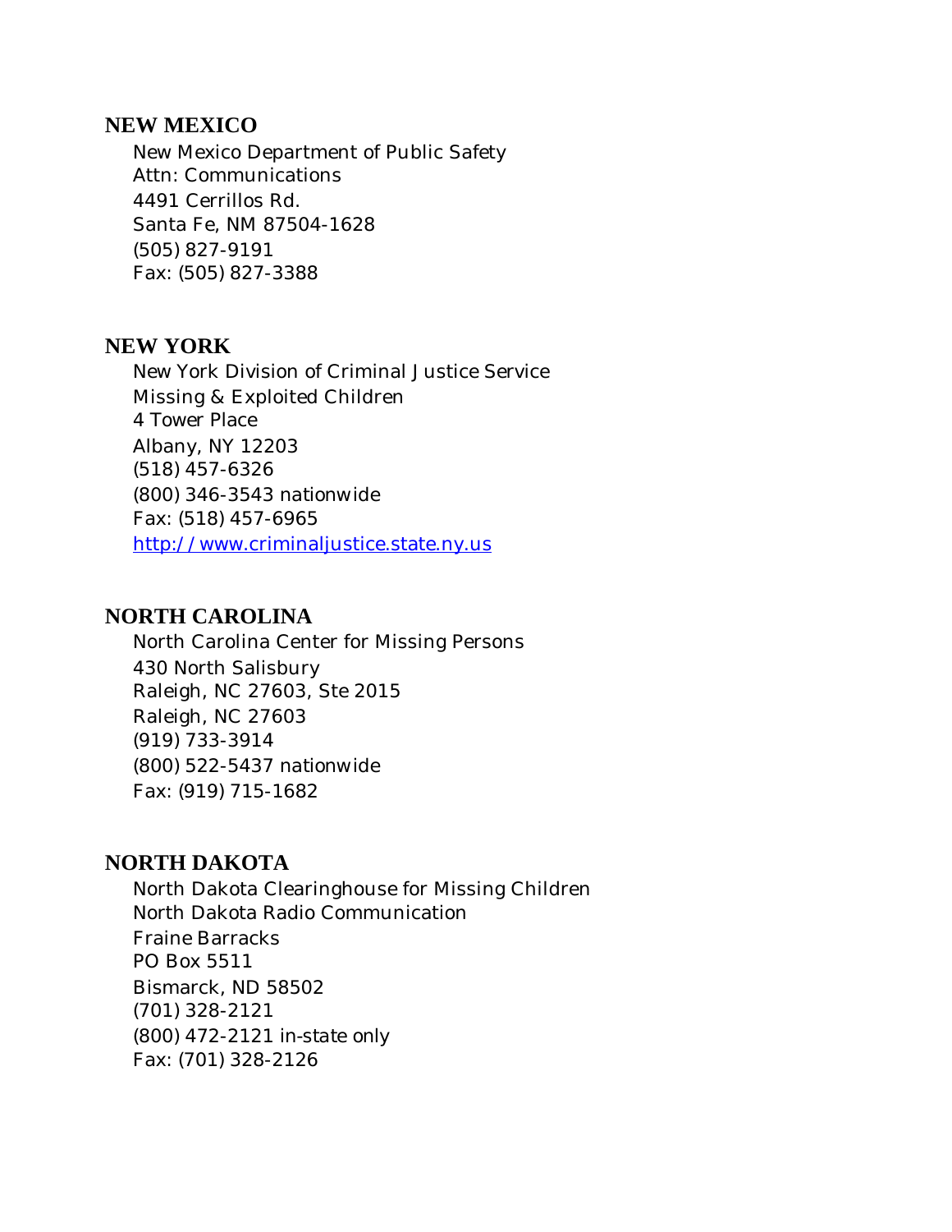## NEW MEXICO

New Mexico Department of Public Safety
Attn: Communications
4491 Cerrillos Rd.
Santa Fe, NM 87504-1628
(505) 827-9191
Fax: (505) 827-3388

## NEW YORK

New York Division of Criminal Justice Service
Missing & Exploited Children
4 Tower Place
Albany, NY 12203
(518) 457-6326
(800) 346-3543 nationwide
Fax: (518) 457-6965
[http://www.criminaljustice.state.ny.us](http://www.criminaljustice.state.ny.us)

## NORTH CAROLINA

North Carolina Center for Missing Persons
430 North Salisbury
Raleigh, NC 27603, Ste 2015
Raleigh, NC 27603
(919) 733-3914
(800) 522-5437 nationwide
Fax: (919) 715-1682

## NORTH DAKOTA

North Dakota Clearinghouse for Missing Children
North Dakota Radio Communication
Fraine Barracks
PO Box 5511
Bismarck, ND 58502
(701) 328-2121
(800) 472-2121 in-state only
Fax: (701) 328-2126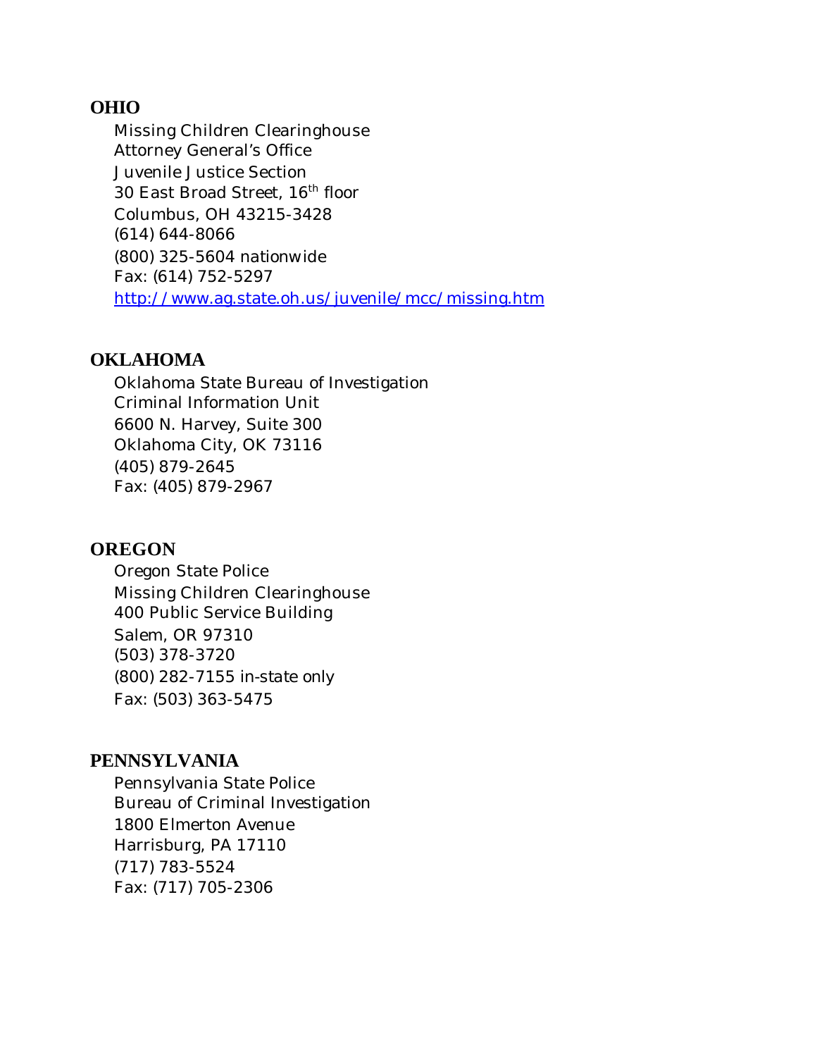## OHIO

Missing Children Clearinghouse
Attorney General's Office
Juvenile Justice Section
30 East Broad Street, 16th floor
Columbus, OH 43215-3428
(614) 644-8066
(800) 325-5604 nationwide
Fax: (614) 752-5297
http://www.ag.state.oh.us/juvenile/mcc/missing.htm

## OKLAHOMA

Oklahoma State Bureau of Investigation
Criminal Information Unit
6600 N. Harvey, Suite 300
Oklahoma City, OK 73116
(405) 879-2645
Fax: (405) 879-2967

## OREGON

Oregon State Police
Missing Children Clearinghouse
400 Public Service Building
Salem, OR 97310
(503) 378-3720
(800) 282-7155 in-state only
Fax: (503) 363-5475

## PENNSYLVANIA

Pennsylvania State Police
Bureau of Criminal Investigation
1800 Elmerton Avenue
Harrisburg, PA 17110
(717) 783-5524
Fax: (717) 705-2306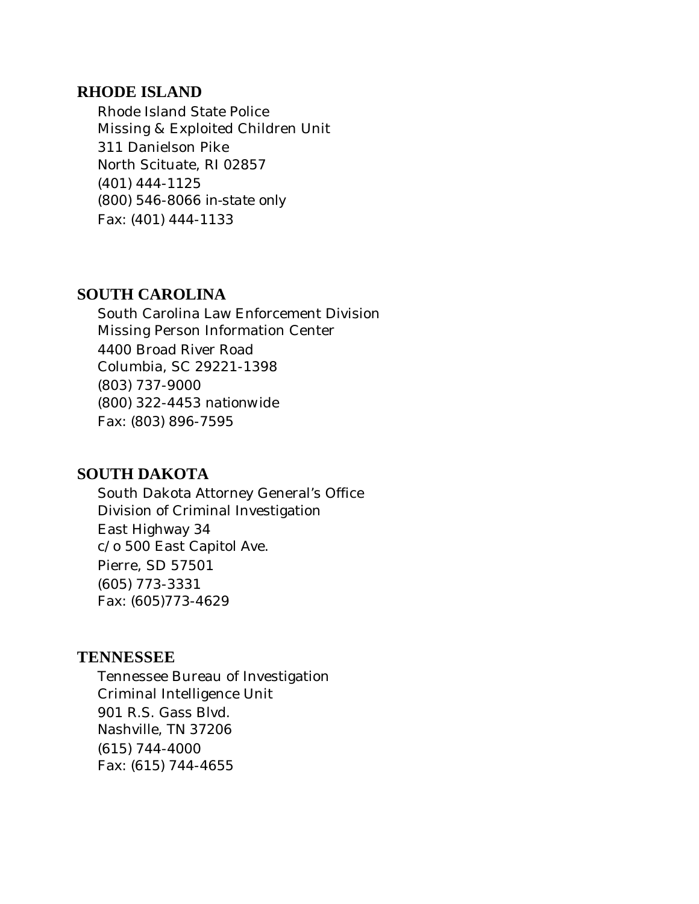## RHODE ISLAND

Rhode Island State Police
Missing & Exploited Children Unit
311 Danielson Pike
North Scituate, RI 02857
(401) 444-1125
(800) 546-8066 in-state only
Fax: (401) 444-1133

## SOUTH CAROLINA

South Carolina Law Enforcement Division
Missing Person Information Center
4400 Broad River Road
Columbia, SC 29221-1398
(803) 737-9000
(800) 322-4453 nationwide
Fax: (803) 896-7595

## SOUTH DAKOTA

South Dakota Attorney General's Office
Division of Criminal Investigation
East Highway 34
c/o 500 East Capitol Ave.
Pierre, SD 57501
(605) 773-3331
Fax: (605)773-4629

## TENNESSEE

Tennessee Bureau of Investigation
Criminal Intelligence Unit
901 R.S. Gass Blvd.
Nashville, TN 37206
(615) 744-4000
Fax: (615) 744-4655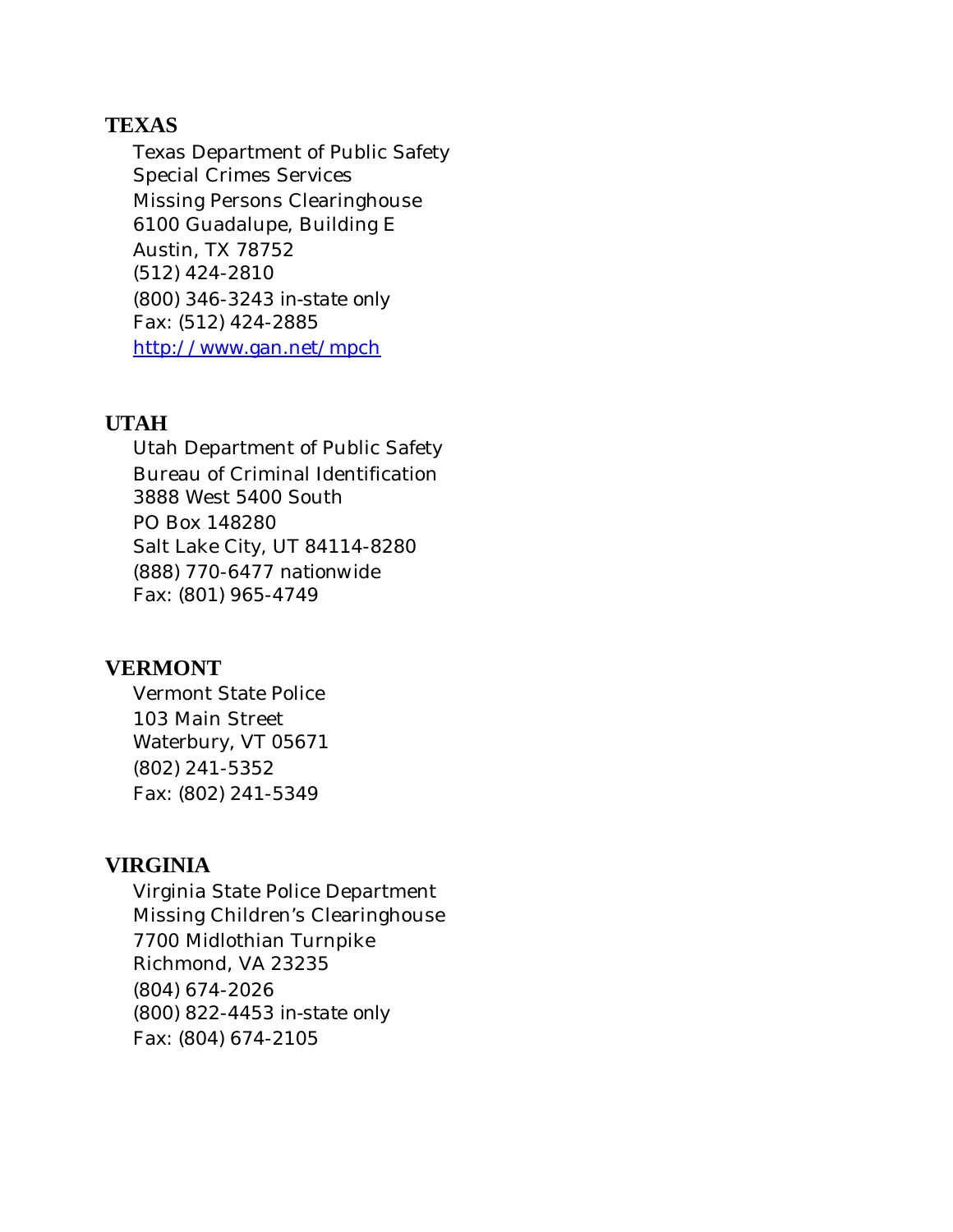**TEXAS**

Texas Department of Public Safety
Special Crimes Services
Missing Persons Clearinghouse
6100 Guadalupe, Building E
Austin, TX 78752
(512) 424-2810
(800) 346-3243 in-state only
Fax: (512) 424-2885
[http://www.gan.net/mpch](http://www.gan.net/mpch)

**UTAH**

Utah Department of Public Safety
Bureau of Criminal Identification
3888 West 5400 South
PO Box 148280
Salt Lake City, UT 84114-8280
(888) 770-6477 nationwide
Fax: (801) 965-4749

**VERMONT**

Vermont State Police
103 Main Street
Waterbury, VT 05671
(802) 241-5352
Fax: (802) 241-5349

**VIRGINIA**

Virginia State Police Department
Missing Children's Clearinghouse
7700 Midlothian Turnpike
Richmond, VA 23235
(804) 674-2026
(800) 822-4453 in-state only
Fax: (804) 674-2105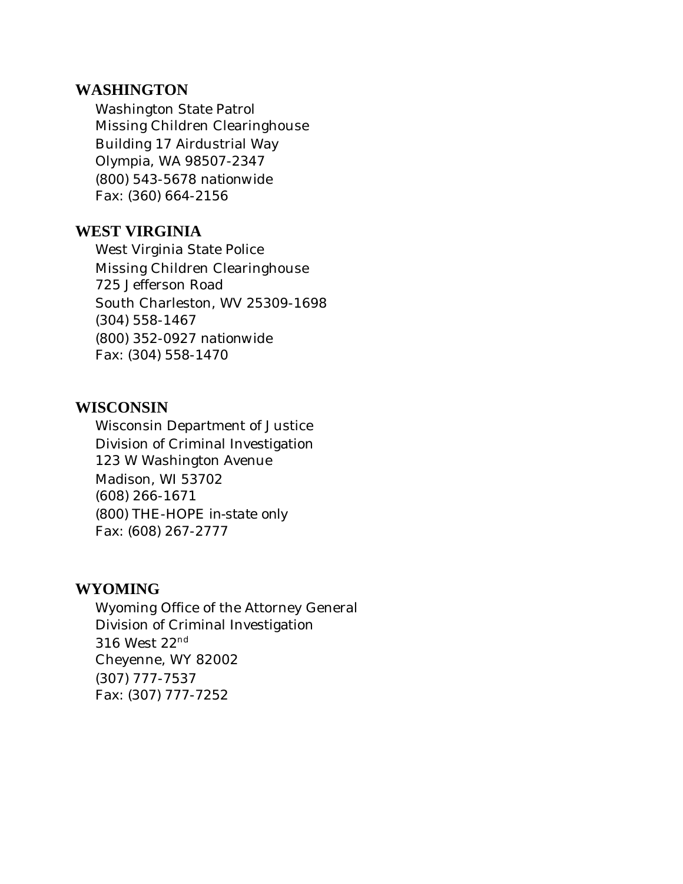## WASHINGTON

Washington State Patrol
Missing Children Clearinghouse
Building 17 Airdustrial Way
Olympia, WA 98507-2347
(800) 543-5678 nationwide
Fax: (360) 664-2156

## WEST VIRGINIA

West Virginia State Police
Missing Children Clearinghouse
725 Jefferson Road
South Charleston, WV 25309-1698
(304) 558-1467
(800) 352-0927 nationwide
Fax: (304) 558-1470

## WISCONSIN

Wisconsin Department of Justice
Division of Criminal Investigation
123 W Washington Avenue
Madison, WI 53702
(608) 266-1671
(800) THE-HOPE in-state only
Fax: (608) 267-2777

## WYOMING

Wyoming Office of the Attorney General
Division of Criminal Investigation
316 West 22nd
Cheyenne, WY 82002
(307) 777-7537
Fax: (307) 777-7252